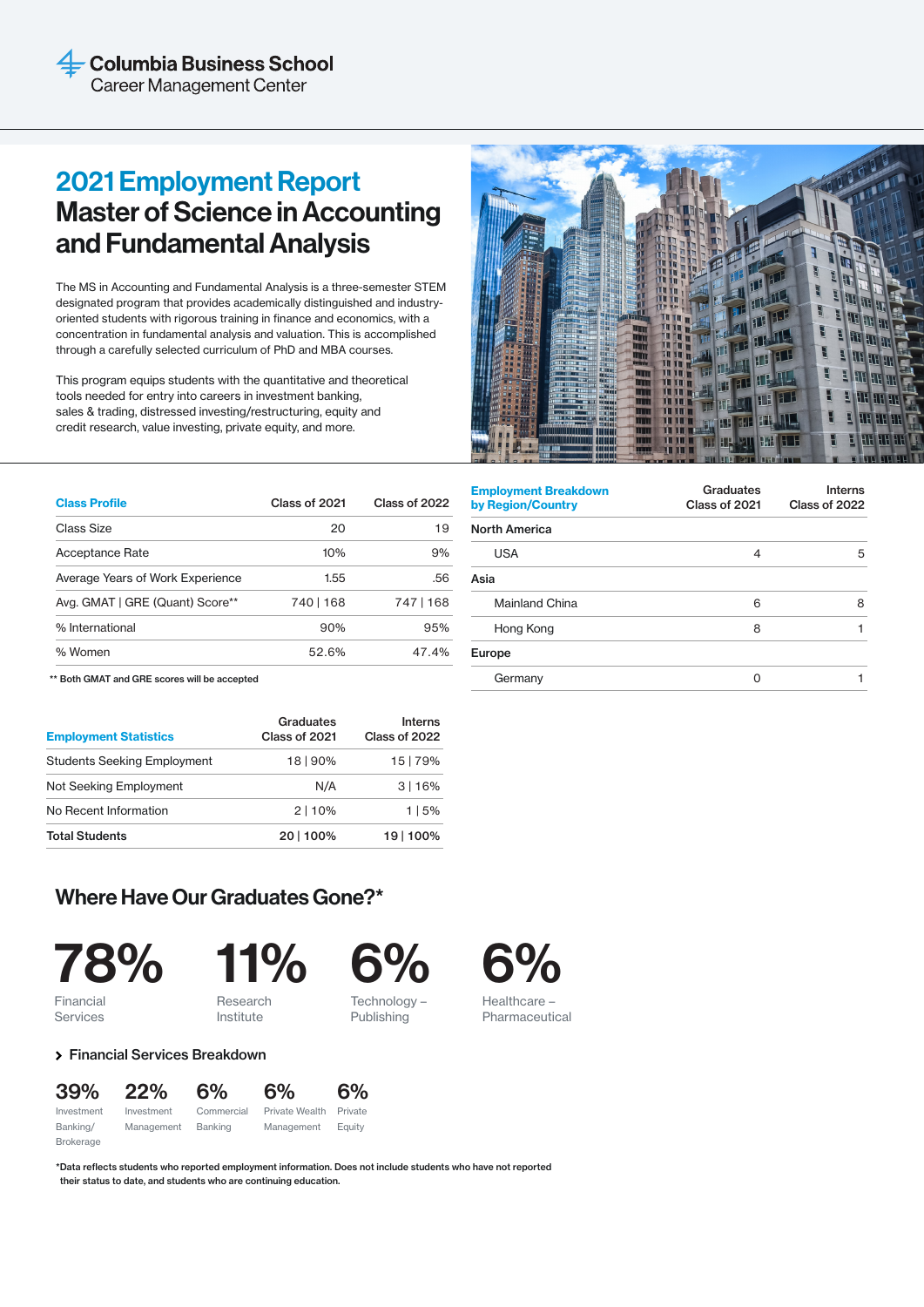Columbia Business School
Career Management Center

# 2021 Employment Report
# Master of Science in Accounting and Fundamental Analysis

The MS in Accounting and Fundamental Analysis is a three-semester STEM designated program that provides academically distinguished and industry-oriented students with rigorous training in finance and economics, with a concentration in fundamental analysis and valuation. This is accomplished through a carefully selected curriculum of PhD and MBA courses.

This program equips students with the quantitative and theoretical tools needed for entry into careers in investment banking, sales & trading, distressed investing/restructuring, equity and credit research, value investing, private equity, and more.

| Class Profile | Class of 2021 | Class of 2022 |
|---|---|---|
| Class Size | 20 | 19 |
| Acceptance Rate | 10% | 9% |
| Average Years of Work Experience | 1.55 | .56 |
| Avg. GMAT \| GRE (Quant) Score** | 740 \| 168 | 747 \| 168 |
| % International | 90% | 95% |
| % Women | 52.6% | 47.4% |

** Both GMAT and GRE scores will be accepted

| Employment Breakdown by Region/Country | Graduates Class of 2021 | Interns Class of 2022 |
|---|---|---|
| **North America** | | |
| USA | 4 | 5 |
| **Asia** | | |
| Mainland China | 6 | 8 |
| Hong Kong | 8 | 1 |
| **Europe** | | |
| Germany | 0 | 1 |

| Employment Statistics | Graduates Class of 2021 | Interns Class of 2022 |
|---|---|---|
| Students Seeking Employment | 18 \| 90% | 15 \| 79% |
| Not Seeking Employment | N/A | 3 \| 16% |
| No Recent Information | 2 \| 10% | 1 \| 5% |
| **Total Students** | **20 \| 100%** | **19 \| 100%** |

## Where Have Our Graduates Gone?*

- **78%** Financial Services
- **11%** Research Institute
- **6%** Technology – Publishing
- **6%** Healthcare – Pharmaceutical

### Financial Services Breakdown

- **39%** Investment Banking/ Brokerage
- **22%** Investment Management
- **6%** Commercial Banking
- **6%** Private Wealth Management
- **6%** Private Equity

*Data reflects students who reported employment information. Does not include students who have not reported their status to date, and students who are continuing education.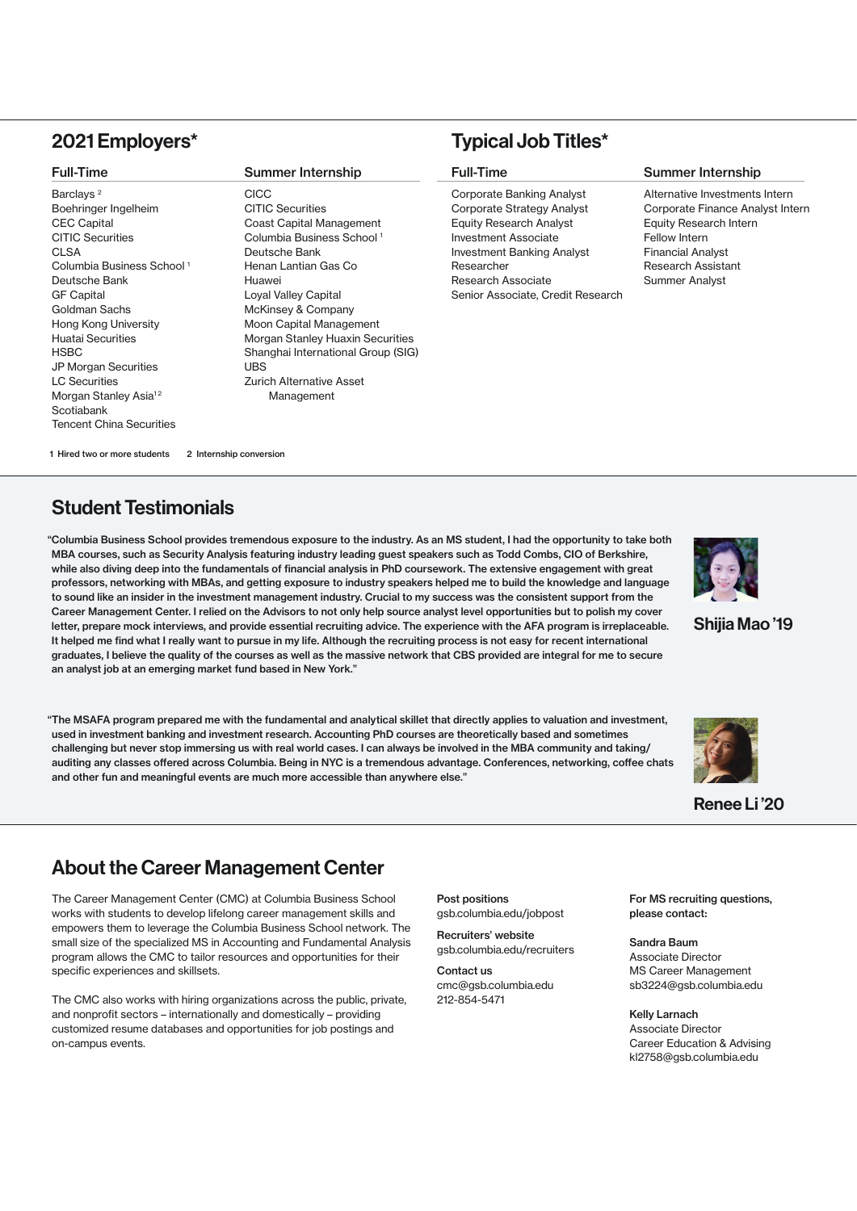## 2021 Employers*

### Full-Time

Barclays [2]
Boehringer Ingelheim
CEC Capital
CITIC Securities
CLSA
Columbia Business School [1]
Deutsche Bank
GF Capital
Goldman Sachs
Hong Kong University
Huatai Securities
HSBC
JP Morgan Securities
LC Securities
Morgan Stanley Asia[1,2]
Scotiabank
Tencent China Securities

### Summer Internship

CICC
CITIC Securities
Coast Capital Management
Columbia Business School [1]
Deutsche Bank
Henan Lantian Gas Co
Huawei
Loyal Valley Capital
McKinsey & Company
Moon Capital Management
Morgan Stanley Huaxin Securities
Shanghai International Group (SIG)
UBS
Zurich Alternative Asset Management

1 Hired two or more students    2 Internship conversion

## Typical Job Titles*

### Full-Time

Corporate Banking Analyst
Corporate Strategy Analyst
Equity Research Analyst
Investment Associate
Investment Banking Analyst
Researcher
Research Associate
Senior Associate, Credit Research

### Summer Internship

Alternative Investments Intern
Corporate Finance Analyst Intern
Equity Research Intern
Fellow Intern
Financial Analyst
Research Assistant
Summer Analyst

## Student Testimonials

**"Columbia Business School provides tremendous exposure to the industry. As an MS student, I had the opportunity to take both MBA courses, such as Security Analysis featuring industry leading guest speakers such as Todd Combs, CIO of Berkshire, while also diving deep into the fundamentals of financial analysis in PhD coursework. The extensive engagement with great professors, networking with MBAs, and getting exposure to industry speakers helped me to build the knowledge and language to sound like an insider in the investment management industry. Crucial to my success was the consistent support from the Career Management Center. I relied on the Advisors to not only help source analyst level opportunities but to polish my cover letter, prepare mock interviews, and provide essential recruiting advice. The experience with the AFA program is irreplaceable. It helped me find what I really want to pursue in my life. Although the recruiting process is not easy for recent international graduates, I believe the quality of the courses as well as the massive network that CBS provided are integral for me to secure an analyst job at an emerging market fund based in New York."**

**Shijia Mao '19**

**"The MSAFA program prepared me with the fundamental and analytical skillet that directly applies to valuation and investment, used in investment banking and investment research. Accounting PhD courses are theoretically based and sometimes challenging but never stop immersing us with real world cases. I can always be involved in the MBA community and taking/auditing any classes offered across Columbia. Being in NYC is a tremendous advantage. Conferences, networking, coffee chats and other fun and meaningful events are much more accessible than anywhere else."**

**Renee Li '20**

## About the Career Management Center

The Career Management Center (CMC) at Columbia Business School works with students to develop lifelong career management skills and empowers them to leverage the Columbia Business School network. The small size of the specialized MS in Accounting and Fundamental Analysis program allows the CMC to tailor resources and opportunities for their specific experiences and skillsets.

The CMC also works with hiring organizations across the public, private, and nonprofit sectors – internationally and domestically – providing customized resume databases and opportunities for job postings and on-campus events.

**Post positions**
gsb.columbia.edu/jobpost

**Recruiters' website**
gsb.columbia.edu/recruiters

**Contact us**
cmc@gsb.columbia.edu
212-854-5471

**For MS recruiting questions, please contact:**

**Sandra Baum**
Associate Director
MS Career Management
sb3224@gsb.columbia.edu

**Kelly Larnach**
Associate Director
Career Education & Advising
kl2758@gsb.columbia.edu